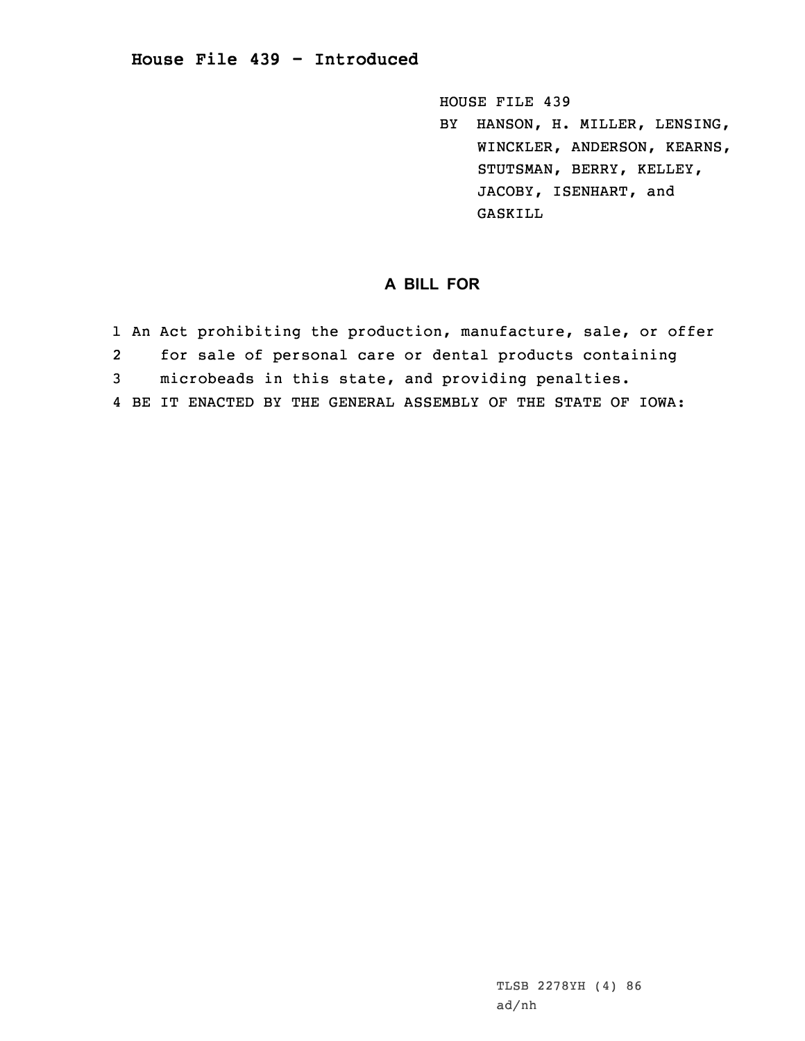# House File 439 - Introduced

HOUSE FILE 439

BY HANSON, H. MILLER, LENSING, WINCKLER, ANDERSON, KEARNS, STUTSMAN, BERRY, KELLEY, JACOBY, ISENHART, and GASKILL

## A BILL FOR

1 An Act prohibiting the production, manufacture, sale, or offer
2 for sale of personal care or dental products containing
3 microbeads in this state, and providing penalties.
4 BE IT ENACTED BY THE GENERAL ASSEMBLY OF THE STATE OF IOWA:

TLSB 2278YH (4) 86
ad/nh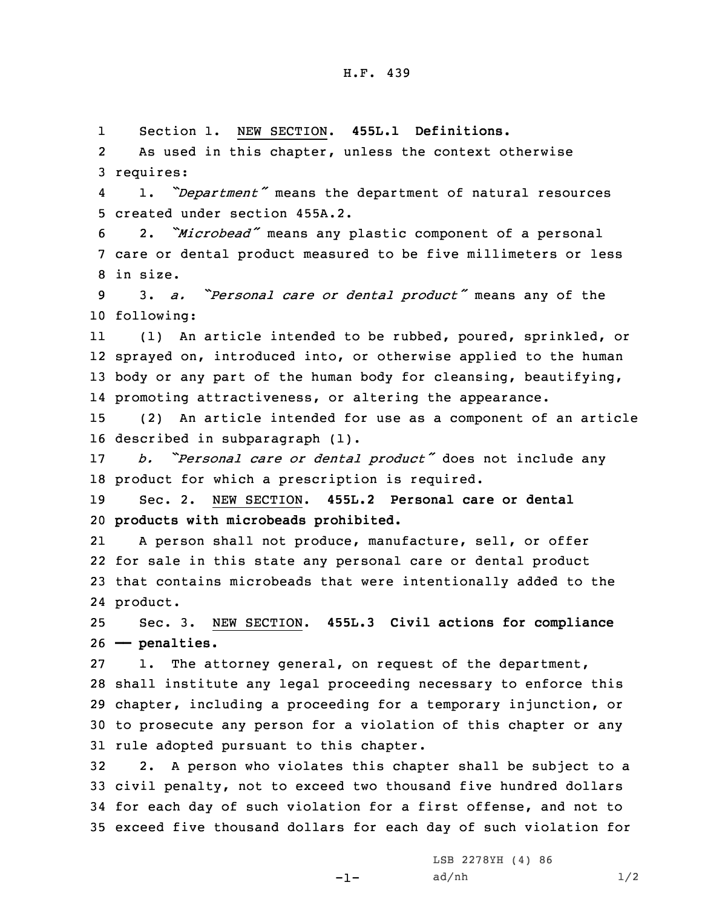H.F. 439

Section 1. NEW SECTION. **455L.1 Definitions.**

As used in this chapter, unless the context otherwise requires:

1. *"Department"* means the department of natural resources created under section 455A.2.

2. *"Microbead"* means any plastic component of a personal care or dental product measured to be five millimeters or less in size.

3. *a. "Personal care or dental product"* means any of the following:

(1) An article intended to be rubbed, poured, sprinkled, or sprayed on, introduced into, or otherwise applied to the human body or any part of the human body for cleansing, beautifying, promoting attractiveness, or altering the appearance.

(2) An article intended for use as a component of an article described in subparagraph (1).

*b. "Personal care or dental product"* does not include any product for which a prescription is required.

Sec. 2. NEW SECTION. **455L.2 Personal care or dental products with microbeads prohibited.**

A person shall not produce, manufacture, sell, or offer for sale in this state any personal care or dental product that contains microbeads that were intentionally added to the product.

Sec. 3. NEW SECTION. **455L.3 Civil actions for compliance — penalties.**

1. The attorney general, on request of the department, shall institute any legal proceeding necessary to enforce this chapter, including a proceeding for a temporary injunction, or to prosecute any person for a violation of this chapter or any rule adopted pursuant to this chapter.

2. A person who violates this chapter shall be subject to a civil penalty, not to exceed two thousand five hundred dollars for each day of such violation for a first offense, and not to exceed five thousand dollars for each day of such violation for

LSB 2278YH (4) 86

ad/nh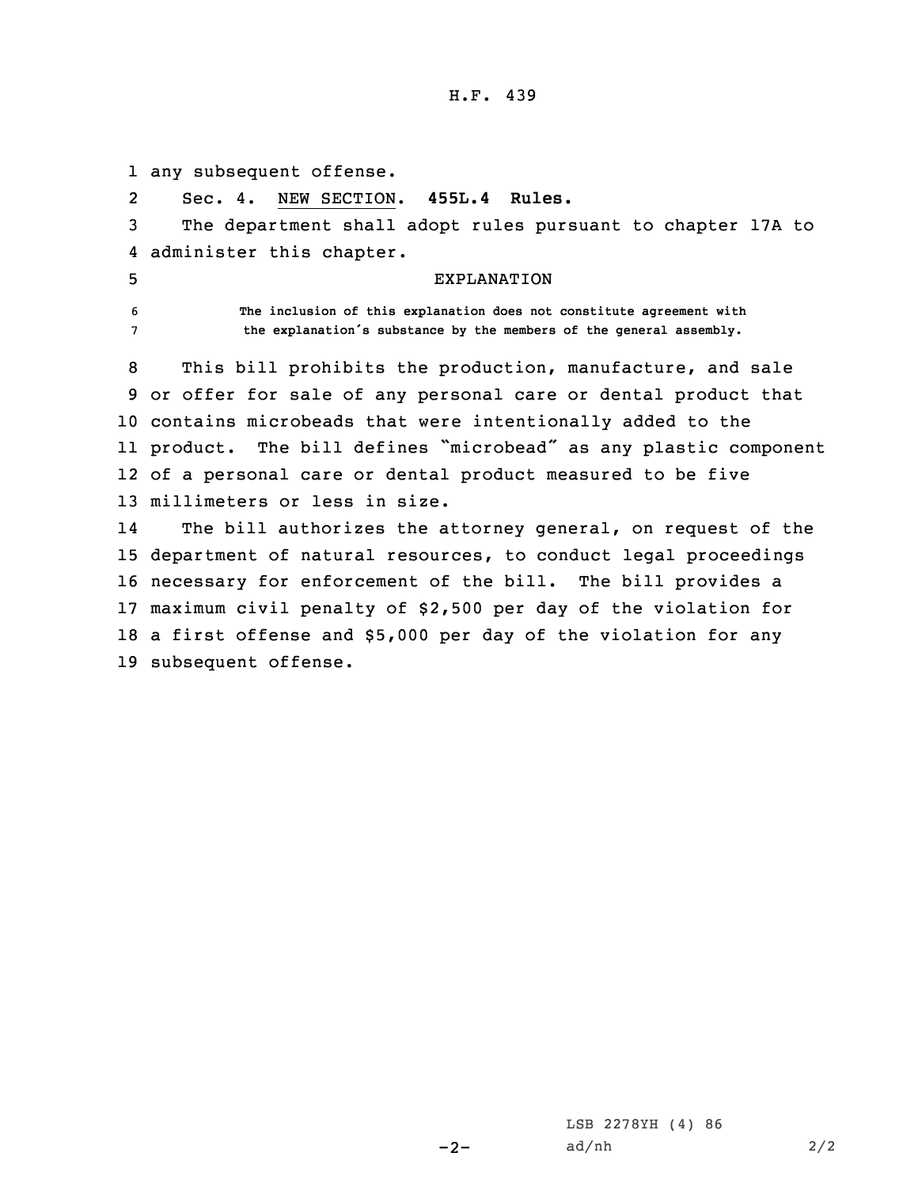any subsequent offense.

Sec. 4. NEW SECTION. **455L.4 Rules.**

The department shall adopt rules pursuant to chapter 17A to administer this chapter.

EXPLANATION

The inclusion of this explanation does not constitute agreement with the explanation's substance by the members of the general assembly.

This bill prohibits the production, manufacture, and sale or offer for sale of any personal care or dental product that contains microbeads that were intentionally added to the product. The bill defines "microbead" as any plastic component of a personal care or dental product measured to be five millimeters or less in size.

The bill authorizes the attorney general, on request of the department of natural resources, to conduct legal proceedings necessary for enforcement of the bill. The bill provides a maximum civil penalty of $2,500 per day of the violation for a first offense and $5,000 per day of the violation for any subsequent offense.

LSB 2278YH (4) 86
ad/nh